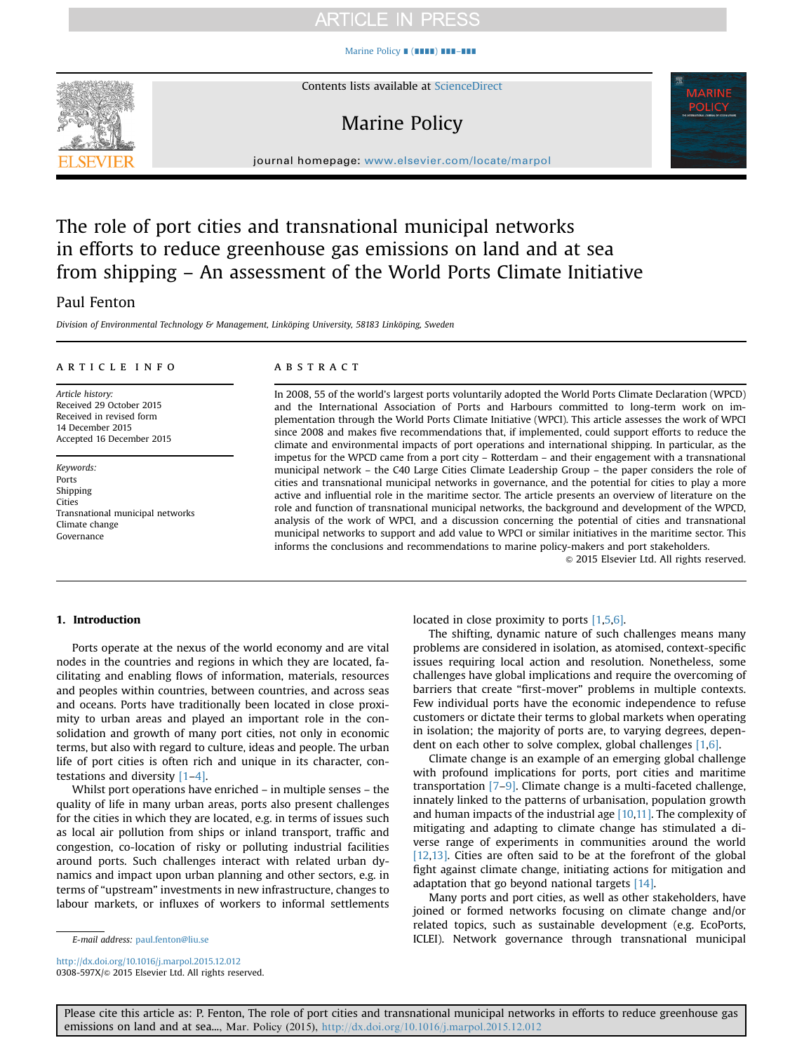# The role of port cities and transnational municipal networks in efforts to reduce greenhouse gas emissions on land and at sea from shipping – An assessment of the World Ports Climate Initiative

Paul Fenton

*Division of Environmental Technology & Management, Linköping University, 58183 Linköping, Sweden*

## ARTICLE INFO

*Article history:*
Received 29 October 2015
Received in revised form
14 December 2015
Accepted 16 December 2015

*Keywords:*
Ports
Shipping
Cities
Transnational municipal networks
Climate change
Governance

## ABSTRACT

In 2008, 55 of the world's largest ports voluntarily adopted the World Ports Climate Declaration (WPCD) and the International Association of Ports and Harbours committed to long-term work on implementation through the World Ports Climate Initiative (WPCI). This article assesses the work of WPCI since 2008 and makes five recommendations that, if implemented, could support efforts to reduce the climate and environmental impacts of port operations and international shipping. In particular, as the impetus for the WPCD came from a port city – Rotterdam – and their engagement with a transnational municipal network – the C40 Large Cities Climate Leadership Group – the paper considers the role of cities and transnational municipal networks in governance, and the potential for cities to play a more active and influential role in the maritime sector. The article presents an overview of literature on the role and function of transnational municipal networks, the background and development of the WPCD, analysis of the work of WPCI, and a discussion concerning the potential of cities and transnational municipal networks to support and add value to WPCI or similar initiatives in the maritime sector. This informs the conclusions and recommendations to marine policy-makers and port stakeholders.

© 2015 Elsevier Ltd. All rights reserved.

## 1. Introduction

Ports operate at the nexus of the world economy and are vital nodes in the countries and regions in which they are located, facilitating and enabling flows of information, materials, resources and peoples within countries, between countries, and across seas and oceans. Ports have traditionally been located in close proximity to urban areas and played an important role in the consolidation and growth of many port cities, not only in economic terms, but also with regard to culture, ideas and people. The urban life of port cities is often rich and unique in its character, contestations and diversity [1–4].

Whilst port operations have enriched – in multiple senses – the quality of life in many urban areas, ports also present challenges for the cities in which they are located, e.g. in terms of issues such as local air pollution from ships or inland transport, traffic and congestion, co-location of risky or polluting industrial facilities around ports. Such challenges interact with related urban dynamics and impact upon urban planning and other sectors, e.g. in terms of "upstream" investments in new infrastructure, changes to labour markets, or influxes of workers to informal settlements located in close proximity to ports [1,5,6].

The shifting, dynamic nature of such challenges means many problems are considered in isolation, as atomised, context-specific issues requiring local action and resolution. Nonetheless, some challenges have global implications and require the overcoming of barriers that create "first-mover" problems in multiple contexts. Few individual ports have the economic independence to refuse customers or dictate their terms to global markets when operating in isolation; the majority of ports are, to varying degrees, dependent on each other to solve complex, global challenges [1,6].

Climate change is an example of an emerging global challenge with profound implications for ports, port cities and maritime transportation [7–9]. Climate change is a multi-faceted challenge, innately linked to the patterns of urbanisation, population growth and human impacts of the industrial age [10,11]. The complexity of mitigating and adapting to climate change has stimulated a diverse range of experiments in communities around the world [12,13]. Cities are often said to be at the forefront of the global fight against climate change, initiating actions for mitigation and adaptation that go beyond national targets [14].

Many ports and port cities, as well as other stakeholders, have joined or formed networks focusing on climate change and/or related topics, such as sustainable development (e.g. EcoPorts, ICLEI). Network governance through transnational municipal

E-mail address: paul.fenton@liu.se

http://dx.doi.org/10.1016/j.marpol.2015.12.012
0308-597X/© 2015 Elsevier Ltd. All rights reserved.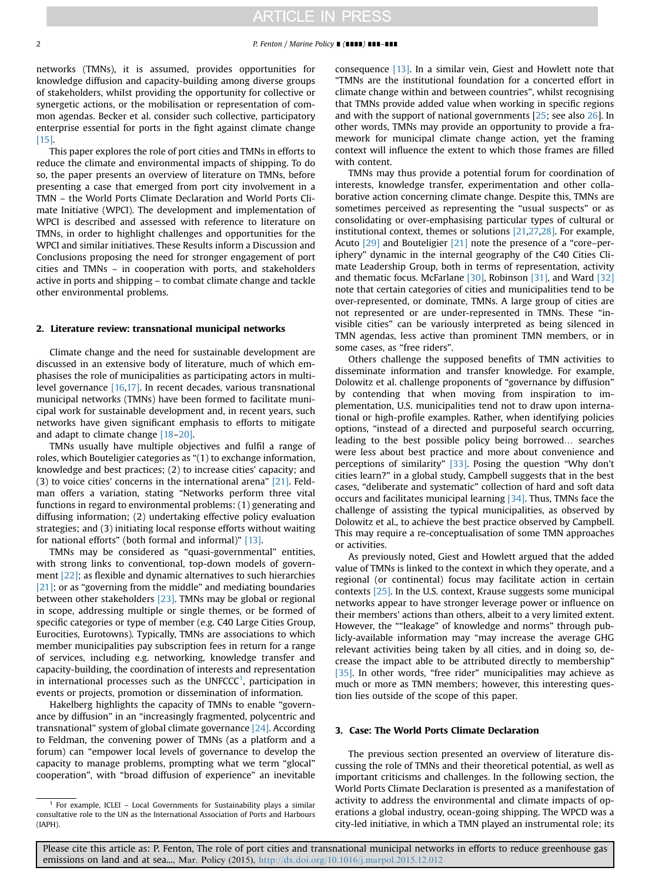networks (TMNs), it is assumed, provides opportunities for knowledge diffusion and capacity-building among diverse groups of stakeholders, whilst providing the opportunity for collective or synergetic actions, or the mobilisation or representation of common agendas. Becker et al. consider such collective, participatory enterprise essential for ports in the fight against climate change [15].

This paper explores the role of port cities and TMNs in efforts to reduce the climate and environmental impacts of shipping. To do so, the paper presents an overview of literature on TMNs, before presenting a case that emerged from port city involvement in a TMN – the World Ports Climate Declaration and World Ports Climate Initiative (WPCI). The development and implementation of WPCI is described and assessed with reference to literature on TMNs, in order to highlight challenges and opportunities for the WPCI and similar initiatives. These Results inform a Discussion and Conclusions proposing the need for stronger engagement of port cities and TMNs – in cooperation with ports, and stakeholders active in ports and shipping – to combat climate change and tackle other environmental problems.

## 2. Literature review: transnational municipal networks

Climate change and the need for sustainable development are discussed in an extensive body of literature, much of which emphasises the role of municipalities as participating actors in multi-level governance [16,17]. In recent decades, various transnational municipal networks (TMNs) have been formed to facilitate municipal work for sustainable development and, in recent years, such networks have given significant emphasis to efforts to mitigate and adapt to climate change [18–20].

TMNs usually have multiple objectives and fulfil a range of roles, which Bouteligier categories as "(1) to exchange information, knowledge and best practices; (2) to increase cities' capacity; and (3) to voice cities' concerns in the international arena" [21]. Feldman offers a variation, stating "Networks perform three vital functions in regard to environmental problems: (1) generating and diffusing information; (2) undertaking effective policy evaluation strategies; and (3) initiating local response efforts without waiting for national efforts" (both formal and informal)" [13].

TMNs may be considered as "quasi-governmental" entities, with strong links to conventional, top-down models of government [22]; as flexible and dynamic alternatives to such hierarchies [21]; or as "governing from the middle" and mediating boundaries between other stakeholders [23]. TMNs may be global or regional in scope, addressing multiple or single themes, or be formed of specific categories or type of member (e.g. C40 Large Cities Group, Eurocities, Eurotowns). Typically, TMNs are associations to which member municipalities pay subscription fees in return for a range of services, including e.g. networking, knowledge transfer and capacity-building, the coordination of interests and representation in international processes such as the UNFCCC[1], participation in events or projects, promotion or dissemination of information.

Hakelberg highlights the capacity of TMNs to enable "governance by diffusion" in an "increasingly fragmented, polycentric and transnational" system of global climate governance [24]. According to Feldman, the convening power of TMNs (as a platform and a forum) can "empower local levels of governance to develop the capacity to manage problems, prompting what we term "glocal" cooperation", with "broad diffusion of experience" an inevitable consequence [13]. In a similar vein, Giest and Howlett note that "TMNs are the institutional foundation for a concerted effort in climate change within and between countries", whilst recognising that TMNs provide added value when working in specific regions and with the support of national governments [25; see also 26]. In other words, TMNs may provide an opportunity to provide a framework for municipal climate change action, yet the framing context will influence the extent to which those frames are filled with content.

TMNs may thus provide a potential forum for coordination of interests, knowledge transfer, experimentation and other collaborative action concerning climate change. Despite this, TMNs are sometimes perceived as representing the "usual suspects" or as consolidating or over-emphasising particular types of cultural or institutional context, themes or solutions [21,27,28]. For example, Acuto [29] and Bouteligier [21] note the presence of a "core–periphery" dynamic in the internal geography of the C40 Cities Climate Leadership Group, both in terms of representation, activity and thematic focus. McFarlane [30], Robinson [31], and Ward [32] note that certain categories of cities and municipalities tend to be over-represented, or dominate, TMNs. A large group of cities are not represented or are under-represented in TMNs. These "invisible cities" can be variously interpreted as being silenced in TMN agendas, less active than prominent TMN members, or in some cases, as "free riders".

Others challenge the supposed benefits of TMN activities to disseminate information and transfer knowledge. For example, Dolowitz et al. challenge proponents of "governance by diffusion" by contending that when moving from inspiration to implementation, U.S. municipalities tend not to draw upon international or high-profile examples. Rather, when identifying policies options, "instead of a directed and purposeful search occurring, leading to the best possible policy being borrowed… searches were less about best practice and more about convenience and perceptions of similarity" [33]. Posing the question "Why don't cities learn?" in a global study, Campbell suggests that in the best cases, "deliberate and systematic" collection of hard and soft data occurs and facilitates municipal learning [34]. Thus, TMNs face the challenge of assisting the typical municipalities, as observed by Dolowitz et al., to achieve the best practice observed by Campbell. This may require a re-conceptualisation of some TMN approaches or activities.

As previously noted, Giest and Howlett argued that the added value of TMNs is linked to the context in which they operate, and a regional (or continental) focus may facilitate action in certain contexts [25]. In the U.S. context, Krause suggests some municipal networks appear to have stronger leverage power or influence on their members' actions than others, albeit to a very limited extent. However, the ""leakage" of knowledge and norms" through publicly-available information may "may increase the average GHG relevant activities being taken by all cities, and in doing so, decrease the impact able to be attributed directly to membership" [35]. In other words, "free rider" municipalities may achieve as much or more as TMN members; however, this interesting question lies outside of the scope of this paper.

## 3. Case: The World Ports Climate Declaration

The previous section presented an overview of literature discussing the role of TMNs and their theoretical potential, as well as important criticisms and challenges. In the following section, the World Ports Climate Declaration is presented as a manifestation of activity to address the environmental and climate impacts of operations a global industry, ocean-going shipping. The WPCD was a city-led initiative, in which a TMN played an instrumental role; its

[1] For example, ICLEI – Local Governments for Sustainability plays a similar consultative role to the UN as the International Association of Ports and Harbours (IAPH).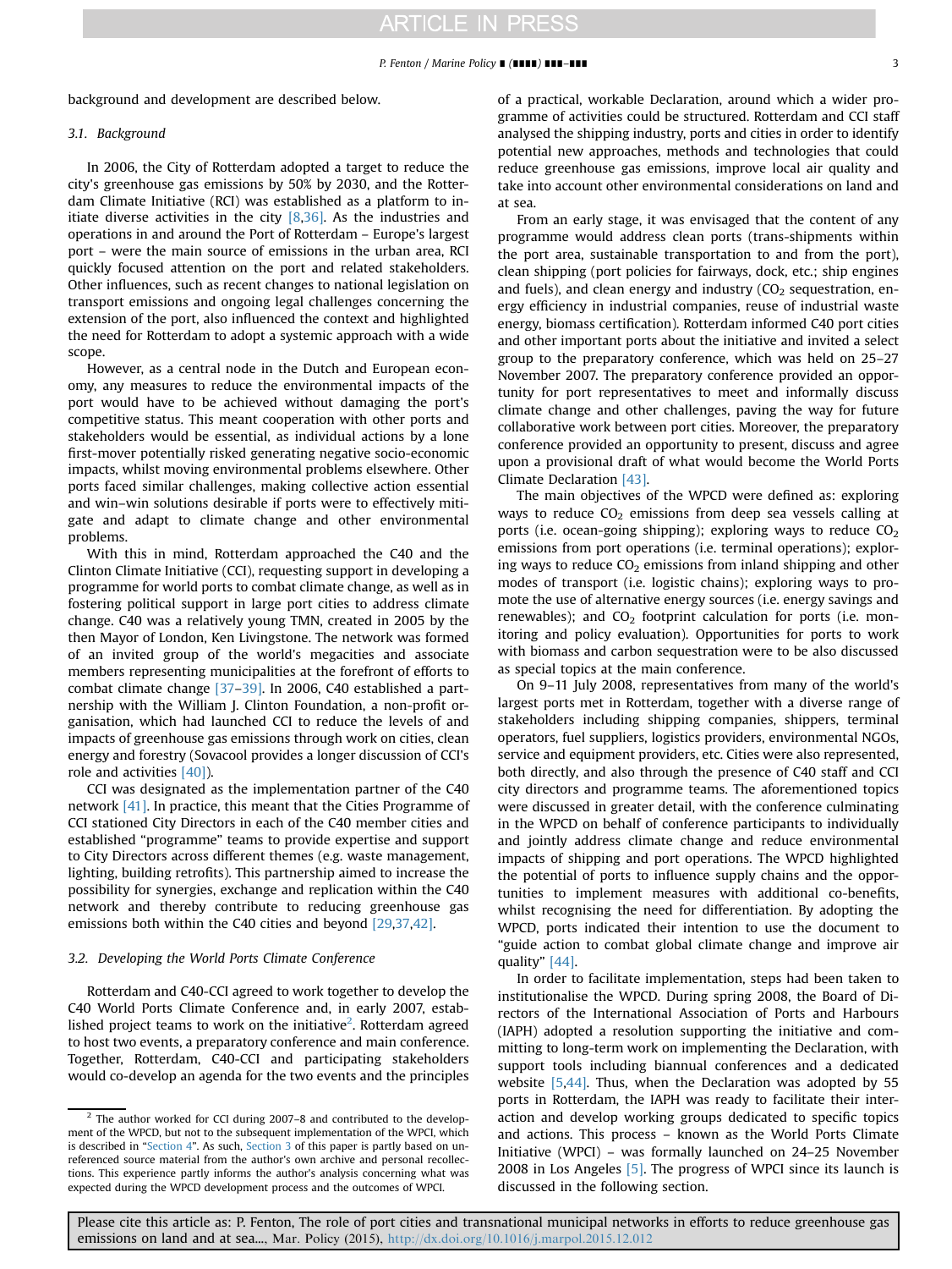background and development are described below.

### 3.1. Background

In 2006, the City of Rotterdam adopted a target to reduce the city's greenhouse gas emissions by 50% by 2030, and the Rotterdam Climate Initiative (RCI) was established as a platform to initiate diverse activities in the city [8,36]. As the industries and operations in and around the Port of Rotterdam – Europe's largest port – were the main source of emissions in the urban area, RCI quickly focused attention on the port and related stakeholders. Other influences, such as recent changes to national legislation on transport emissions and ongoing legal challenges concerning the extension of the port, also influenced the context and highlighted the need for Rotterdam to adopt a systemic approach with a wide scope.

However, as a central node in the Dutch and European economy, any measures to reduce the environmental impacts of the port would have to be achieved without damaging the port's competitive status. This meant cooperation with other ports and stakeholders would be essential, as individual actions by a lone first-mover potentially risked generating negative socio-economic impacts, whilst moving environmental problems elsewhere. Other ports faced similar challenges, making collective action essential and win–win solutions desirable if ports were to effectively mitigate and adapt to climate change and other environmental problems.

With this in mind, Rotterdam approached the C40 and the Clinton Climate Initiative (CCI), requesting support in developing a programme for world ports to combat climate change, as well as in fostering political support in large port cities to address climate change. C40 was a relatively young TMN, created in 2005 by the then Mayor of London, Ken Livingstone. The network was formed of an invited group of the world's megacities and associate members representing municipalities at the forefront of efforts to combat climate change [37–39]. In 2006, C40 established a partnership with the William J. Clinton Foundation, a non-profit organisation, which had launched CCI to reduce the levels of and impacts of greenhouse gas emissions through work on cities, clean energy and forestry (Sovacool provides a longer discussion of CCI's role and activities [40]).

CCI was designated as the implementation partner of the C40 network [41]. In practice, this meant that the Cities Programme of CCI stationed City Directors in each of the C40 member cities and established "programme" teams to provide expertise and support to City Directors across different themes (e.g. waste management, lighting, building retrofits). This partnership aimed to increase the possibility for synergies, exchange and replication within the C40 network and thereby contribute to reducing greenhouse gas emissions both within the C40 cities and beyond [29,37,42].

### 3.2. Developing the World Ports Climate Conference

Rotterdam and C40-CCI agreed to work together to develop the C40 World Ports Climate Conference and, in early 2007, established project teams to work on the initiative[2]. Rotterdam agreed to host two events, a preparatory conference and main conference. Together, Rotterdam, C40-CCI and participating stakeholders would co-develop an agenda for the two events and the principles of a practical, workable Declaration, around which a wider programme of activities could be structured. Rotterdam and CCI staff analysed the shipping industry, ports and cities in order to identify potential new approaches, methods and technologies that could reduce greenhouse gas emissions, improve local air quality and take into account other environmental considerations on land and at sea.

From an early stage, it was envisaged that the content of any programme would address clean ports (trans-shipments within the port area, sustainable transportation to and from the port), clean shipping (port policies for fairways, dock, etc.; ship engines and fuels), and clean energy and industry ($CO_2$ sequestration, energy efficiency in industrial companies, reuse of industrial waste energy, biomass certification). Rotterdam informed C40 port cities and other important ports about the initiative and invited a select group to the preparatory conference, which was held on 25–27 November 2007. The preparatory conference provided an opportunity for port representatives to meet and informally discuss climate change and other challenges, paving the way for future collaborative work between port cities. Moreover, the preparatory conference provided an opportunity to present, discuss and agree upon a provisional draft of what would become the World Ports Climate Declaration [43].

The main objectives of the WPCD were defined as: exploring ways to reduce $CO_2$ emissions from deep sea vessels calling at ports (i.e. ocean-going shipping); exploring ways to reduce $CO_2$ emissions from port operations (i.e. terminal operations); exploring ways to reduce $CO_2$ emissions from inland shipping and other modes of transport (i.e. logistic chains); exploring ways to promote the use of alternative energy sources (i.e. energy savings and renewables); and $CO_2$ footprint calculation for ports (i.e. monitoring and policy evaluation). Opportunities for ports to work with biomass and carbon sequestration were to be also discussed as special topics at the main conference.

On 9–11 July 2008, representatives from many of the world's largest ports met in Rotterdam, together with a diverse range of stakeholders including shipping companies, shippers, terminal operators, fuel suppliers, logistics providers, environmental NGOs, service and equipment providers, etc. Cities were also represented, both directly, and also through the presence of C40 staff and CCI city directors and programme teams. The aforementioned topics were discussed in greater detail, with the conference culminating in the WPCD on behalf of conference participants to individually and jointly address climate change and reduce environmental impacts of shipping and port operations. The WPCD highlighted the potential of ports to influence supply chains and the opportunities to implement measures with additional co-benefits, whilst recognising the need for differentiation. By adopting the WPCD, ports indicated their intention to use the document to "guide action to combat global climate change and improve air quality" [44].

In order to facilitate implementation, steps had been taken to institutionalise the WPCD. During spring 2008, the Board of Directors of the International Association of Ports and Harbours (IAPH) adopted a resolution supporting the initiative and committing to long-term work on implementing the Declaration, with support tools including biannual conferences and a dedicated website [5,44]. Thus, when the Declaration was adopted by 55 ports in Rotterdam, the IAPH was ready to facilitate their interaction and develop working groups dedicated to specific topics and actions. This process – known as the World Ports Climate Initiative (WPCI) – was formally launched on 24–25 November 2008 in Los Angeles [5]. The progress of WPCI since its launch is discussed in the following section.

---

[2] The author worked for CCI during 2007–8 and contributed to the development of the WPCD, but not to the subsequent implementation of the WPCI, which is described in "Section 4". As such, Section 3 of this paper is partly based on unreferenced source material from the author's own archive and personal recollections. This experience partly informs the author's analysis concerning what was expected during the WPCD development process and the outcomes of WPCI.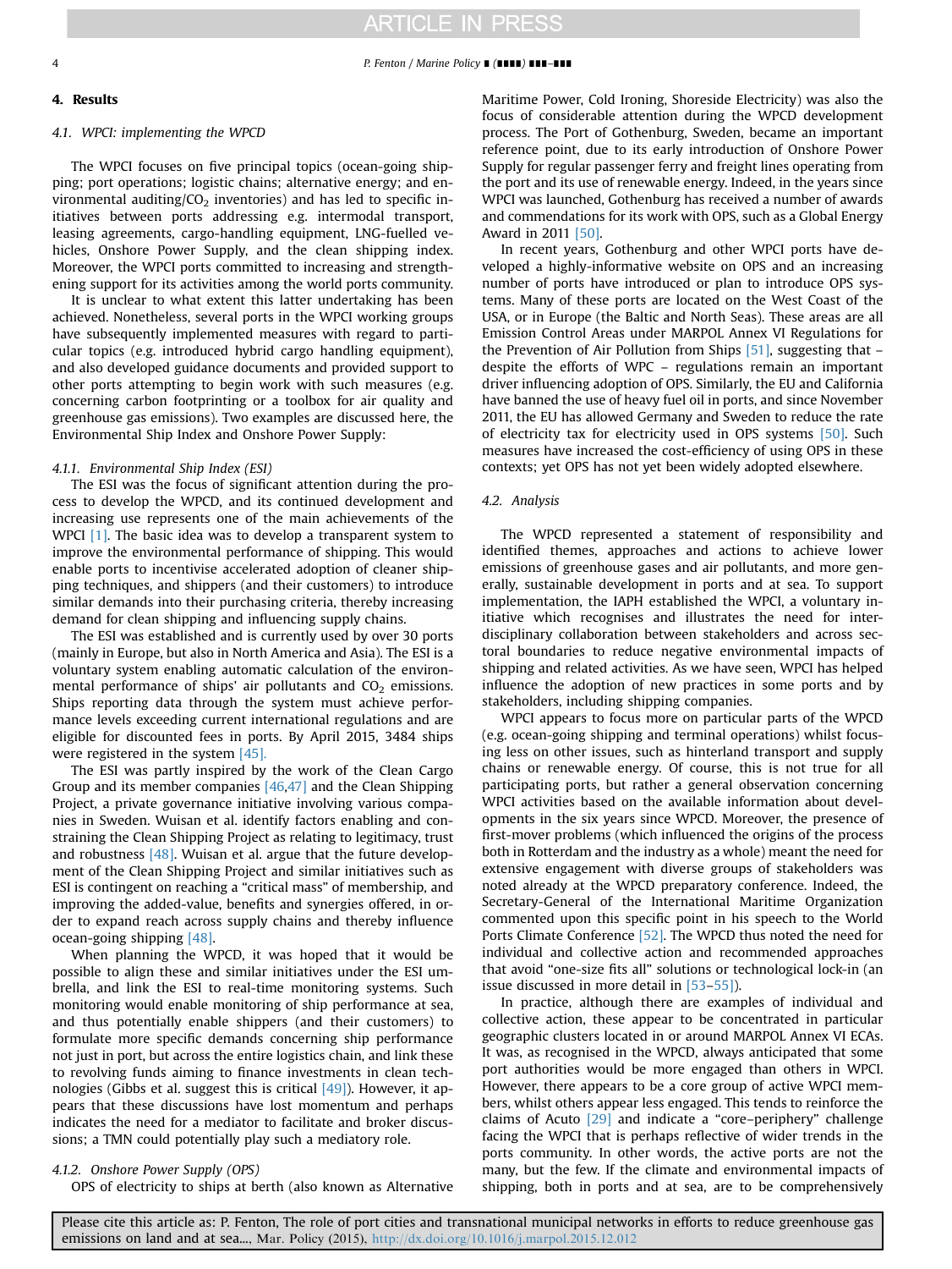## 4. Results

### 4.1. WPCI: implementing the WPCD

The WPCI focuses on five principal topics (ocean-going shipping; port operations; logistic chains; alternative energy; and environmental auditing/$CO_2$ inventories) and has led to specific initiatives between ports addressing e.g. intermodal transport, leasing agreements, cargo-handling equipment, LNG-fuelled vehicles, Onshore Power Supply, and the clean shipping index. Moreover, the WPCI ports committed to increasing and strengthening support for its activities among the world ports community.

It is unclear to what extent this latter undertaking has been achieved. Nonetheless, several ports in the WPCI working groups have subsequently implemented measures with regard to particular topics (e.g. introduced hybrid cargo handling equipment), and also developed guidance documents and provided support to other ports attempting to begin work with such measures (e.g. concerning carbon footprinting or a toolbox for air quality and greenhouse gas emissions). Two examples are discussed here, the Environmental Ship Index and Onshore Power Supply:

#### 4.1.1. Environmental Ship Index (ESI)

The ESI was the focus of significant attention during the process to develop the WPCD, and its continued development and increasing use represents one of the main achievements of the WPCI [1]. The basic idea was to develop a transparent system to improve the environmental performance of shipping. This would enable ports to incentivise accelerated adoption of cleaner shipping techniques, and shippers (and their customers) to introduce similar demands into their purchasing criteria, thereby increasing demand for clean shipping and influencing supply chains.

The ESI was established and is currently used by over 30 ports (mainly in Europe, but also in North America and Asia). The ESI is a voluntary system enabling automatic calculation of the environmental performance of ships' air pollutants and $CO_2$ emissions. Ships reporting data through the system must achieve performance levels exceeding current international regulations and are eligible for discounted fees in ports. By April 2015, 3484 ships were registered in the system [45].

The ESI was partly inspired by the work of the Clean Cargo Group and its member companies [46,47] and the Clean Shipping Project, a private governance initiative involving various companies in Sweden. Wuisan et al. identify factors enabling and constraining the Clean Shipping Project as relating to legitimacy, trust and robustness [48]. Wuisan et al. argue that the future development of the Clean Shipping Project and similar initiatives such as ESI is contingent on reaching a "critical mass" of membership, and improving the added-value, benefits and synergies offered, in order to expand reach across supply chains and thereby influence ocean-going shipping [48].

When planning the WPCD, it was hoped that it would be possible to align these and similar initiatives under the ESI umbrella, and link the ESI to real-time monitoring systems. Such monitoring would enable monitoring of ship performance at sea, and thus potentially enable shippers (and their customers) to formulate more specific demands concerning ship performance not just in port, but across the entire logistics chain, and link these to revolving funds aiming to finance investments in clean technologies (Gibbs et al. suggest this is critical [49]). However, it appears that these discussions have lost momentum and perhaps indicates the need for a mediator to facilitate and broker discussions; a TMN could potentially play such a mediatory role.

#### 4.1.2. Onshore Power Supply (OPS)

OPS of electricity to ships at berth (also known as Alternative Maritime Power, Cold Ironing, Shoreside Electricity) was also the focus of considerable attention during the WPCD development process. The Port of Gothenburg, Sweden, became an important reference point, due to its early introduction of Onshore Power Supply for regular passenger ferry and freight lines operating from the port and its use of renewable energy. Indeed, in the years since WPCI was launched, Gothenburg has received a number of awards and commendations for its work with OPS, such as a Global Energy Award in 2011 [50].

In recent years, Gothenburg and other WPCI ports have developed a highly-informative website on OPS and an increasing number of ports have introduced or plan to introduce OPS systems. Many of these ports are located on the West Coast of the USA, or in Europe (the Baltic and North Seas). These areas are all Emission Control Areas under MARPOL Annex VI Regulations for the Prevention of Air Pollution from Ships [51], suggesting that – despite the efforts of WPC – regulations remain an important driver influencing adoption of OPS. Similarly, the EU and California have banned the use of heavy fuel oil in ports, and since November 2011, the EU has allowed Germany and Sweden to reduce the rate of electricity tax for electricity used in OPS systems [50]. Such measures have increased the cost-efficiency of using OPS in these contexts; yet OPS has not yet been widely adopted elsewhere.

### 4.2. Analysis

The WPCD represented a statement of responsibility and identified themes, approaches and actions to achieve lower emissions of greenhouse gases and air pollutants, and more generally, sustainable development in ports and at sea. To support implementation, the IAPH established the WPCI, a voluntary initiative which recognises and illustrates the need for interdisciplinary collaboration between stakeholders and across sectoral boundaries to reduce negative environmental impacts of shipping and related activities. As we have seen, WPCI has helped influence the adoption of new practices in some ports and by stakeholders, including shipping companies.

WPCI appears to focus more on particular parts of the WPCD (e.g. ocean-going shipping and terminal operations) whilst focusing less on other issues, such as hinterland transport and supply chains or renewable energy. Of course, this is not true for all participating ports, but rather a general observation concerning WPCI activities based on the available information about developments in the six years since WPCD. Moreover, the presence of first-mover problems (which influenced the origins of the process both in Rotterdam and the industry as a whole) meant the need for extensive engagement with diverse groups of stakeholders was noted already at the WPCD preparatory conference. Indeed, the Secretary-General of the International Maritime Organization commented upon this specific point in his speech to the World Ports Climate Conference [52]. The WPCD thus noted the need for individual and collective action and recommended approaches that avoid "one-size fits all" solutions or technological lock-in (an issue discussed in more detail in [53–55]).

In practice, although there are examples of individual and collective action, these appear to be concentrated in particular geographic clusters located in or around MARPOL Annex VI ECAs. It was, as recognised in the WPCD, always anticipated that some port authorities would be more engaged than others in WPCI. However, there appears to be a core group of active WPCI members, whilst others appear less engaged. This tends to reinforce the claims of Acuto [29] and indicate a "core–periphery" challenge facing the WPCI that is perhaps reflective of wider trends in the ports community. In other words, the active ports are not the many, but the few. If the climate and environmental impacts of shipping, both in ports and at sea, are to be comprehensively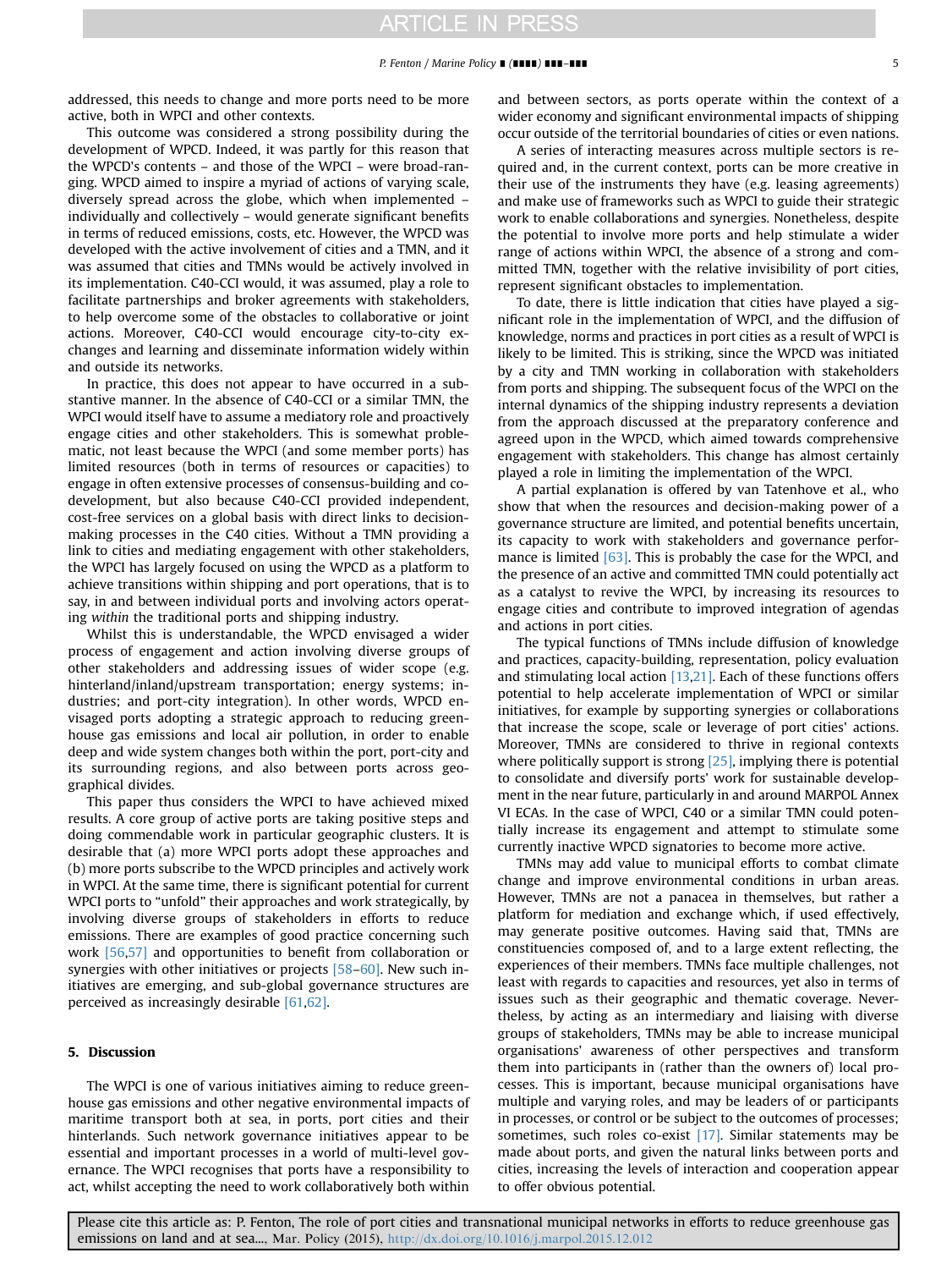addressed, this needs to change and more ports need to be more active, both in WPCI and other contexts.

This outcome was considered a strong possibility during the development of WPCD. Indeed, it was partly for this reason that the WPCD's contents – and those of the WPCI – were broad-ranging. WPCD aimed to inspire a myriad of actions of varying scale, diversely spread across the globe, which when implemented – individually and collectively – would generate significant benefits in terms of reduced emissions, costs, etc. However, the WPCD was developed with the active involvement of cities and a TMN, and it was assumed that cities and TMNs would be actively involved in its implementation. C40-CCI would, it was assumed, play a role to facilitate partnerships and broker agreements with stakeholders, to help overcome some of the obstacles to collaborative or joint actions. Moreover, C40-CCI would encourage city-to-city exchanges and learning and disseminate information widely within and outside its networks.

In practice, this does not appear to have occurred in a substantive manner. In the absence of C40-CCI or a similar TMN, the WPCI would itself have to assume a mediatory role and proactively engage cities and other stakeholders. This is somewhat problematic, not least because the WPCI (and some member ports) has limited resources (both in terms of resources or capacities) to engage in often extensive processes of consensus-building and co-development, but also because C40-CCI provided independent, cost-free services on a global basis with direct links to decision-making processes in the C40 cities. Without a TMN providing a link to cities and mediating engagement with other stakeholders, the WPCI has largely focused on using the WPCD as a platform to achieve transitions within shipping and port operations, that is to say, in and between individual ports and involving actors operating *within* the traditional ports and shipping industry.

Whilst this is understandable, the WPCD envisaged a wider process of engagement and action involving diverse groups of other stakeholders and addressing issues of wider scope (e.g. hinterland/inland/upstream transportation; energy systems; industries; and port-city integration). In other words, WPCD envisaged ports adopting a strategic approach to reducing greenhouse gas emissions and local air pollution, in order to enable deep and wide system changes both within the port, port-city and its surrounding regions, and also between ports across geographical divides.

This paper thus considers the WPCI to have achieved mixed results. A core group of active ports are taking positive steps and doing commendable work in particular geographic clusters. It is desirable that (a) more WPCI ports adopt these approaches and (b) more ports subscribe to the WPCD principles and actively work in WPCI. At the same time, there is significant potential for current WPCI ports to "unfold" their approaches and work strategically, by involving diverse groups of stakeholders in efforts to reduce emissions. There are examples of good practice concerning such work [56,57] and opportunities to benefit from collaboration or synergies with other initiatives or projects [58–60]. New such initiatives are emerging, and sub-global governance structures are perceived as increasingly desirable [61,62].

## 5. Discussion

The WPCI is one of various initiatives aiming to reduce greenhouse gas emissions and other negative environmental impacts of maritime transport both at sea, in ports, port cities and their hinterlands. Such network governance initiatives appear to be essential and important processes in a world of multi-level governance. The WPCI recognises that ports have a responsibility to act, whilst accepting the need to work collaboratively both within and between sectors, as ports operate within the context of a wider economy and significant environmental impacts of shipping occur outside of the territorial boundaries of cities or even nations.

A series of interacting measures across multiple sectors is required and, in the current context, ports can be more creative in their use of the instruments they have (e.g. leasing agreements) and make use of frameworks such as WPCI to guide their strategic work to enable collaborations and synergies. Nonetheless, despite the potential to involve more ports and help stimulate a wider range of actions within WPCI, the absence of a strong and committed TMN, together with the relative invisibility of port cities, represent significant obstacles to implementation.

To date, there is little indication that cities have played a significant role in the implementation of WPCI, and the diffusion of knowledge, norms and practices in port cities as a result of WPCI is likely to be limited. This is striking, since the WPCD was initiated by a city and TMN working in collaboration with stakeholders from ports and shipping. The subsequent focus of the WPCI on the internal dynamics of the shipping industry represents a deviation from the approach discussed at the preparatory conference and agreed upon in the WPCD, which aimed towards comprehensive engagement with stakeholders. This change has almost certainly played a role in limiting the implementation of the WPCI.

A partial explanation is offered by van Tatenhove et al., who show that when the resources and decision-making power of a governance structure are limited, and potential benefits uncertain, its capacity to work with stakeholders and governance performance is limited [63]. This is probably the case for the WPCI, and the presence of an active and committed TMN could potentially act as a catalyst to revive the WPCI, by increasing its resources to engage cities and contribute to improved integration of agendas and actions in port cities.

The typical functions of TMNs include diffusion of knowledge and practices, capacity-building, representation, policy evaluation and stimulating local action [13,21]. Each of these functions offers potential to help accelerate implementation of WPCI or similar initiatives, for example by supporting synergies or collaborations that increase the scope, scale or leverage of port cities' actions. Moreover, TMNs are considered to thrive in regional contexts where politically support is strong [25], implying there is potential to consolidate and diversify ports' work for sustainable development in the near future, particularly in and around MARPOL Annex VI ECAs. In the case of WPCI, C40 or a similar TMN could potentially increase its engagement and attempt to stimulate some currently inactive WPCD signatories to become more active.

TMNs may add value to municipal efforts to combat climate change and improve environmental conditions in urban areas. However, TMNs are not a panacea in themselves, but rather a platform for mediation and exchange which, if used effectively, may generate positive outcomes. Having said that, TMNs are constituencies composed of, and to a large extent reflecting, the experiences of their members. TMNs face multiple challenges, not least with regards to capacities and resources, yet also in terms of issues such as their geographic and thematic coverage. Nevertheless, by acting as an intermediary and liaising with diverse groups of stakeholders, TMNs may be able to increase municipal organisations' awareness of other perspectives and transform them into participants in (rather than the owners of) local processes. This is important, because municipal organisations have multiple and varying roles, and may be leaders of or participants in processes, or control or be subject to the outcomes of processes; sometimes, such roles co-exist [17]. Similar statements may be made about ports, and given the natural links between ports and cities, increasing the levels of interaction and cooperation appear to offer obvious potential.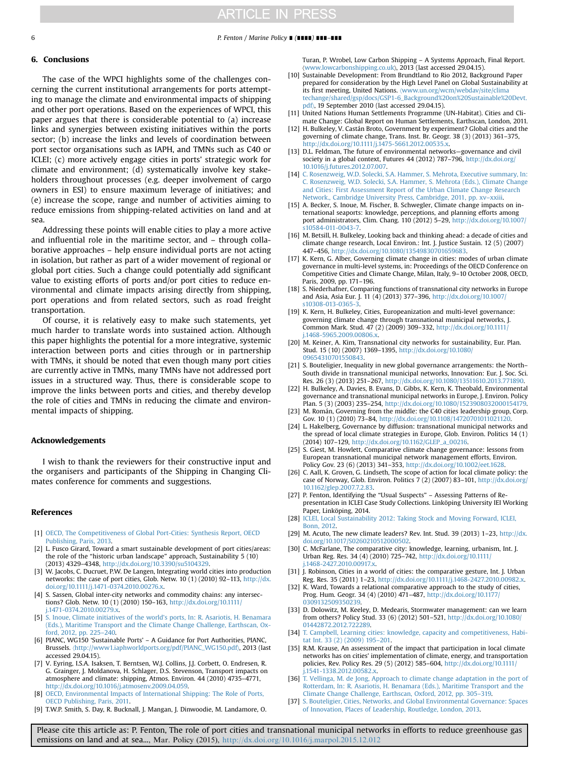## 6. Conclusions

The case of the WPCI highlights some of the challenges concerning the current institutional arrangements for ports attempting to manage the climate and environmental impacts of shipping and other port operations. Based on the experiences of WPCI, this paper argues that there is considerable potential to (a) increase links and synergies between existing initiatives within the ports sector; (b) increase the links and levels of coordination between port sector organisations such as IAPH, and TMNs such as C40 or ICLEI; (c) more actively engage cities in ports' strategic work for climate and environment; (d) systematically involve key stakeholders throughout processes (e.g. deeper involvement of cargo owners in ESI) to ensure maximum leverage of initiatives; and (e) increase the scope, range and number of activities aiming to reduce emissions from shipping-related activities on land and at sea.

Addressing these points will enable cities to play a more active and influential role in the maritime sector, and – through collaborative approaches – help ensure individual ports are not acting in isolation, but rather as part of a wider movement of regional or global port cities. Such a change could potentially add significant value to existing efforts of ports and/or port cities to reduce environmental and climate impacts arising directly from shipping, port operations and from related sectors, such as road freight transportation.

Of course, it is relatively easy to make such statements, yet much harder to translate words into sustained action. Although this paper highlights the potential for a more integrative, systemic interaction between ports and cities through or in partnership with TMNs, it should be noted that even though many port cities are currently active in TMNs, many TMNs have not addressed port issues in a structured way. Thus, there is considerable scope to improve the links between ports and cities, and thereby develop the role of cities and TMNs in reducing the climate and environmental impacts of shipping.

## Acknowledgements

I wish to thank the reviewers for their constructive input and the organisers and participants of the Shipping in Changing Climates conference for comments and suggestions.

## References

[1] OECD, The Competitiveness of Global Port-Cities: Synthesis Report, OECD Publishing, Paris, 2013.

[2] L. Fusco Girard, Toward a smart sustainable development of port cities/areas: the role of the "historic urban landscape" approach, Sustainability 5 (10) (2013) 4329–4348, http://dx.doi.org/10.3390/su5104329.

[3] W. Jacobs, C. Ducruet, P.W. De Langen, Integrating world cities into production networks: the case of port cities, Glob. Netw. 10 (1) (2010) 92–113, http://dx.doi.org/10.1111/j.1471-0374.2010.00276.x.

[4] S. Sassen, Global inter-city networks and commodity chains: any intersections? Glob. Netw. 10 (1) (2010) 150–163, http://dx.doi.org/10.1111/j.1471-0374.2010.00279.x.

[5] S. Inoue, Climate initiatives of the world's ports, In: R. Asariotis, H. Benamara (Eds.), Maritime Transport and the Climate Change Challenge, Earthscan, Oxford, 2012, pp. 225–240.

[6] PIANC, WG150 'Sustainable Ports' – A Guidance for Port Authorities, PIANC, Brussels. ⟨http://www1.iaphworldports.org/pdf/PIANC_WG150.pdf⟩, 2013 (last accessed 29.04.15).

[7] V. Eyring, I.S.A. Isaksen, T. Berntsen, W.J. Collins, J.J. Corbett, O. Endresen, R. G. Grainger, J. Moldanova, H. Schlager, D.S. Stevenson, Transport impacts on atmosphere and climate: shipping, Atmos. Environ. 44 (2010) 4735–4771, http://dx.doi.org/10.1016/j.atmosenv.2009.04.059.

[8] OECD, Environmental Impacts of International Shipping: The Role of Ports, OECD Publishing, Paris, 2011.

[9] T.W.P. Smith, S. Day, R. Bucknall, J. Mangan, J. Dinwoodie, M. Landamore, O. Turan, P. Wrobel, Low Carbon Shipping – A Systems Approach, Final Report. ⟨www.lowcarbonshipping.co.uk⟩, 2013 (last accessed 29.04.15).

[10] Sustainable Development: From Brundtland to Rio 2012, Background Paper prepared for consideration by the High Level Panel on Global Sustainability at its first meeting, United Nations. ⟨www.un.org/wcm/webdav/site/climatechange/shared/gsp/docs/GSP1-6_Background%20on%20Sustainable%20Devt.pdf⟩, 19 September 2010 (last accessed 29.04.15).

[11] United Nations Human Settlements Programme (UN-Habitat). Cities and Climate Change: Global Report on Human Settlements, Earthscan, London, 2011.

[12] H. Bulkeley, V. Castán Broto, Government by experiment? Global cities and the governing of climate change, Trans. Inst. Br. Geogr. 38 (3) (2013) 361–375, http://dx.doi.org/10.1111/j.1475-5661.2012.00535.x.

[13] D.L. Feldman, The future of environmental networks—governance and civil society in a global context, Futures 44 (2012) 787–796, http://dx.doi.org/10.1016/j.futures.2012.07.007.

[14] C. Rosenzweig, W.D. Solecki, S.A. Hammer, S. Mehrota, Executive summary, In: C. Rosenzweig, W.D. Solecki, S.A. Hammer, S. Mehrota (Eds.), Climate Change and Cities: First Assessment Report of the Urban Climate Change Research Network., Cambridge University Press, Cambridge, 2011, pp. xv–xxiii.

[15] A. Becker, S. Inoue, M. Fischer, B. Schwegler, Climate change impacts on international seaports: knowledge, perceptions, and planning efforts among port administrators, Clim. Chang. 110 (2012) 5–29, http://dx.doi.org/10.1007/s10584-011-0043-7.

[16] M. Betsill, H. Bulkeley, Looking back and thinking ahead: a decade of cities and climate change research, Local Environ.: Int. J. Justice Sustain. 12 (5) (2007) 447–456, http://dx.doi.org/10.1080/13549830701659683.

[17] K. Kern, G. Alber, Governing climate change in cities: modes of urban climate governance in multi-level systems, in: Proceedings of the OECD Conference on Competitive Cities and Climate Change, Milan, Italy, 9–10 October 2008, OECD, Paris, 2009, pp. 171–196.

[18] S. Niederhafner, Comparing functions of transnational city networks in Europe and Asia, Asia Eur. J. 11 (4) (2013) 377–396, http://dx.doi.org/10.1007/s10308-013-0365-3.

[19] K. Kern, H. Bulkeley, Cities, Europeanization and multi-level governance: governing climate change through transnational municipal networks, J. Common Mark. Stud. 47 (2) (2009) 309–332, http://dx.doi.org/10.1111/j.1468-5965.2009.00806.x.

[20] M. Keiner, A. Kim, Transnational city networks for sustainability, Eur. Plan. Stud. 15 (10) (2007) 1369–1395, http://dx.doi.org/10.1080/09654310701550843.

[21] S. Bouteligier, Inequality in new global governance arrangements: the North–South divide in transnational municipal networks, Innovation: Eur. J. Soc. Sci. Res. 26 (3) (2013) 251–267, http://dx.doi.org/10.1080/13511610.2013.771890.

[22] H. Bulkeley, A. Davies, B. Evans, D. Gibbs, K. Kern, K. Theobald, Environmental governance and transnational municipal networks in Europe, J. Environ. Policy Plan. 5 (3) (2003) 235–254, http://dx.doi.org/10.1080/1523908032000154179.

[23] M. Román, Governing from the middle: the C40 cities leadership group, Corp. Gov. 10 (1) (2010) 73–84, http://dx.doi.org/10.1108/14720701011021120.

[24] L. Hakelberg, Governance by diffusion: transnational municipal networks and the spread of local climate strategies in Europe, Glob. Environ. Politics 14 (1) (2014) 107–129, http://dx.doi.org/10.1162/GLEP_a_00216.

[25] S. Giest, M. Howlett, Comparative climate change governance: lessons from European transnational municipal network management efforts, Environ. Policy Gov. 23 (6) (2013) 341–353, http://dx.doi.org/10.1002/eet.1628.

[26] C. Aall, K. Groven, G. Lindseth, The scope of action for local climate policy: the case of Norway, Glob. Environ. Politics 7 (2) (2007) 83–101, http://dx.doi.org/10.1162/glep.2007.7.2.83.

[27] P. Fenton, Identifying the "Usual Suspects" – Assessing Patterns of Representation in ICLEI Case Study Collections. Linköping University IEI Working Paper, Linköping, 2014.

[28] ICLEI, Local Sustainability 2012: Taking Stock and Moving Forward, ICLEI, Bonn, 2012.

[29] M. Acuto, The new climate leaders? Rev. Int. Stud. 39 (2013) 1–23, http://dx.doi.org/10.1017/S0260210512000502.

[30] C. McFarlane, The comparative city: knowledge, learning, urbanism, Int. J. Urban Reg. Res. 34 (4) (2010) 725–742, http://dx.doi.org/10.1111/j.1468-2427.2010.00917.x.

[31] J. Robinson, Cities in a world of cities: the comparative gesture, Int. J. Urban Reg. Res. 35 (2011) 1–23, http://dx.doi.org/10.1111/j.1468-2427.2010.00982.x.

[32] K. Ward, Towards a relational comparative approach to the study of cities, Prog. Hum. Geogr. 34 (4) (2010) 471–487, http://dx.doi.org/10.1177/0309132509350239.

[33] D. Dolowitz, M. Keeley, D. Medearis, Stormwater management: can we learn from others? Policy Stud. 33 (6) (2012) 501–521, http://dx.doi.org/10.1080/01442872.2012.722289.

[34] T. Campbell, Learning cities: knowledge, capacity and competitiveness, Habitat Int. 33 (2) (2009) 195–201.

[35] R.M. Krause, An assessment of the impact that participation in local climate networks has on cities' implementation of climate, energy, and transportation policies, Rev. Policy Res. 29 (5) (2012) 585–604, http://dx.doi.org/10.1111/j.1541-1338.2012.00582.x.

[36] T. Vellinga, M. de Jong, Approach to climate change adaptation in the port of Rotterdam, In: R. Asariotis, H. Benamara (Eds.), Maritime Transport and the Climate Change Challenge, Earthscan, Oxford, 2012, pp. 305–319.

[37] S. Bouteligier, Cities, Networks, and Global Environmental Governance: Spaces of Innovation, Places of Leadership, Routledge, London, 2013.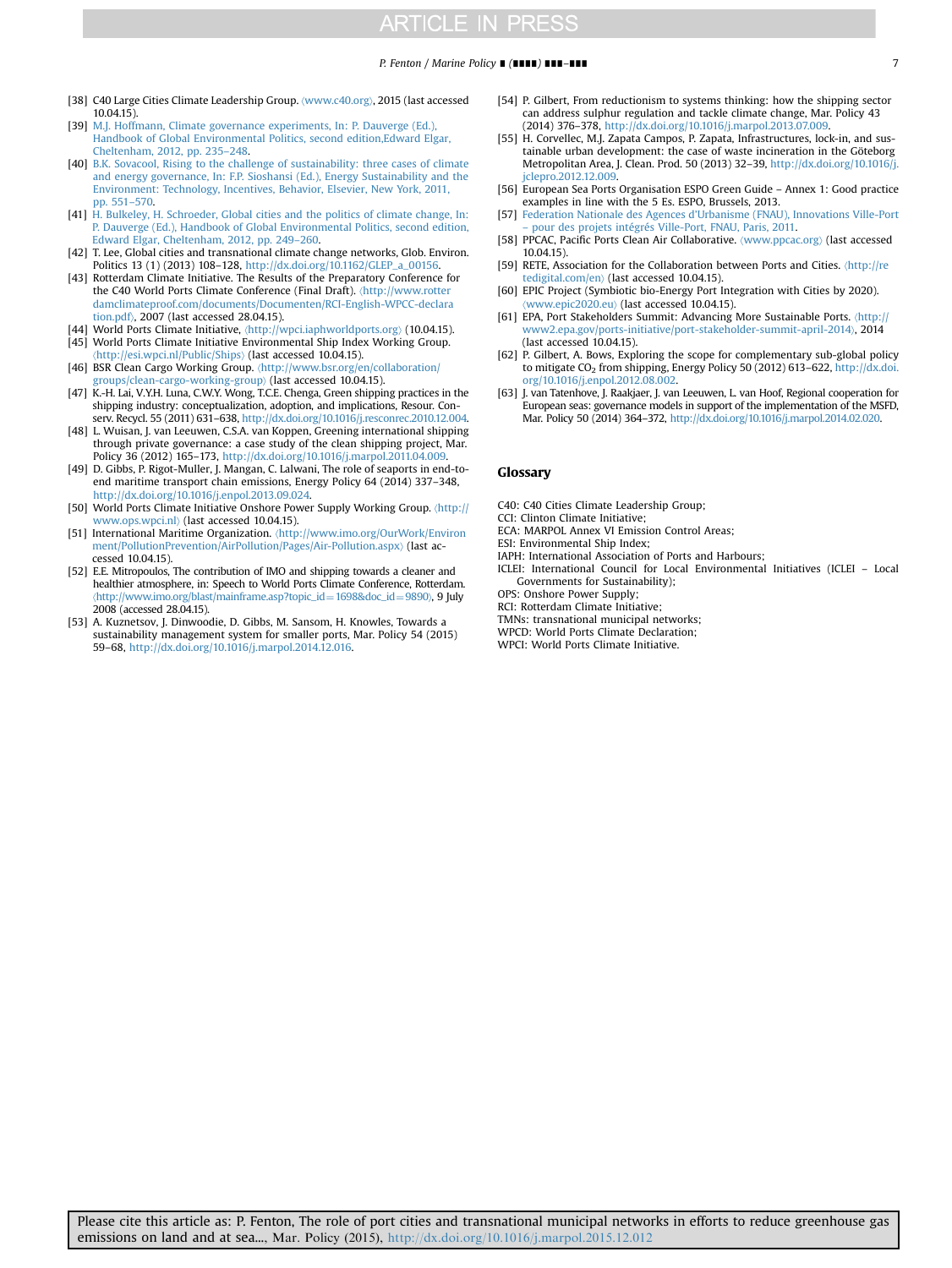[38] C40 Large Cities Climate Leadership Group. ⟨www.c40.org⟩, 2015 (last accessed 10.04.15).

[39] M.J. Hoffmann, Climate governance experiments, In: P. Dauverge (Ed.), Handbook of Global Environmental Politics, second edition,Edward Elgar, Cheltenham, 2012, pp. 235–248.

[40] B.K. Sovacool, Rising to the challenge of sustainability: three cases of climate and energy governance, In: F.P. Sioshansi (Ed.), Energy Sustainability and the Environment: Technology, Incentives, Behavior, Elsevier, New York, 2011, pp. 551–570.

[41] H. Bulkeley, H. Schroeder, Global cities and the politics of climate change, In: P. Dauverge (Ed.), Handbook of Global Environmental Politics, second edition, Edward Elgar, Cheltenham, 2012, pp. 249–260.

[42] T. Lee, Global cities and transnational climate change networks, Glob. Environ. Politics 13 (1) (2013) 108–128, http://dx.doi.org/10.1162/GLEP_a_00156.

[43] Rotterdam Climate Initiative. The Results of the Preparatory Conference for the C40 World Ports Climate Conference (Final Draft). ⟨http://www.rotterdamclimateproof.com/documents/Documenten/RCI-English-WPCC-declaration.pdf⟩, 2007 (last accessed 28.04.15).

[44] World Ports Climate Initiative, ⟨http://wpci.iaphworldports.org⟩ (10.04.15).

[45] World Ports Climate Initiative Environmental Ship Index Working Group. ⟨http://esi.wpci.nl/Public/Ships⟩ (last accessed 10.04.15).

[46] BSR Clean Cargo Working Group. ⟨http://www.bsr.org/en/collaboration/groups/clean-cargo-working-group⟩ (last accessed 10.04.15).

[47] K.-H. Lai, V.Y.H. Luna, C.W.Y. Wong, T.C.E. Chenga, Green shipping practices in the shipping industry: conceptualization, adoption, and implications, Resour. Conserv. Recycl. 55 (2011) 631–638, http://dx.doi.org/10.1016/j.resconrec.2010.12.004.

[48] L. Wuisan, J. van Leeuwen, C.S.A. van Koppen, Greening international shipping through private governance: a case study of the clean shipping project, Mar. Policy 36 (2012) 165–173, http://dx.doi.org/10.1016/j.marpol.2011.04.009.

[49] D. Gibbs, P. Rigot-Muller, J. Mangan, C. Lalwani, The role of seaports in end-to-end maritime transport chain emissions, Energy Policy 64 (2014) 337–348, http://dx.doi.org/10.1016/j.enpol.2013.09.024.

[50] World Ports Climate Initiative Onshore Power Supply Working Group. ⟨http://www.ops.wpci.nl⟩ (last accessed 10.04.15).

[51] International Maritime Organization. ⟨http://www.imo.org/OurWork/Environment/PollutionPrevention/AirPollution/Pages/Air-Pollution.aspx⟩ (last accessed 10.04.15).

[52] E.E. Mitropoulos, The contribution of IMO and shipping towards a cleaner and healthier atmosphere, in: Speech to World Ports Climate Conference, Rotterdam. ⟨http://www.imo.org/blast/mainframe.asp?topic_id=1698&doc_id=9890⟩, 9 July 2008 (accessed 28.04.15).

[53] A. Kuznetsov, J. Dinwoodie, D. Gibbs, M. Sansom, H. Knowles, Towards a sustainability management system for smaller ports, Mar. Policy 54 (2015) 59–68, http://dx.doi.org/10.1016/j.marpol.2014.12.016.

[54] P. Gilbert, From reductionism to systems thinking: how the shipping sector can address sulphur regulation and tackle climate change, Mar. Policy 43 (2014) 376–378, http://dx.doi.org/10.1016/j.marpol.2013.07.009.

[55] H. Corvellec, M.J. Zapata Campos, P. Zapata, Infrastructures, lock-in, and sustainable urban development: the case of waste incineration in the Göteborg Metropolitan Area, J. Clean. Prod. 50 (2013) 32–39, http://dx.doi.org/10.1016/j.jclepro.2012.12.009.

[56] European Sea Ports Organisation ESPO Green Guide – Annex 1: Good practice examples in line with the 5 Es. ESPO, Brussels, 2013.

[57] Federation Nationale des Agences d'Urbanisme (FNAU), Innovations Ville-Port – pour des projets intégrés Ville-Port, FNAU, Paris, 2011.

[58] PPCAC, Pacific Ports Clean Air Collaborative. ⟨www.ppcac.org⟩ (last accessed 10.04.15).

[59] RETE, Association for the Collaboration between Ports and Cities. ⟨http://retedigital.com/en⟩ (last accessed 10.04.15).

[60] EPIC Project (Symbiotic bio-Energy Port Integration with Cities by 2020). ⟨www.epic2020.eu⟩ (last accessed 10.04.15).

[61] EPA, Port Stakeholders Summit: Advancing More Sustainable Ports. ⟨http://www2.epa.gov/ports-initiative/port-stakeholder-summit-april-2014⟩, 2014 (last accessed 10.04.15).

[62] P. Gilbert, A. Bows, Exploring the scope for complementary sub-global policy to mitigate $CO_2$ from shipping, Energy Policy 50 (2012) 613–622, http://dx.doi.org/10.1016/j.enpol.2012.08.002.

[63] J. van Tatenhove, J. Raakjaer, J. van Leeuwen, L. van Hoof, Regional cooperation for European seas: governance models in support of the implementation of the MSFD, Mar. Policy 50 (2014) 364–372, http://dx.doi.org/10.1016/j.marpol.2014.02.020.

## Glossary

C40: C40 Cities Climate Leadership Group;
CCI: Clinton Climate Initiative;
ECA: MARPOL Annex VI Emission Control Areas;
ESI: Environmental Ship Index;
IAPH: International Association of Ports and Harbours;
ICLEI: International Council for Local Environmental Initiatives (ICLEI – Local Governments for Sustainability);
OPS: Onshore Power Supply;
RCI: Rotterdam Climate Initiative;
TMNs: transnational municipal networks;
WPCD: World Ports Climate Declaration;
WPCI: World Ports Climate Initiative.

Please cite this article as: P. Fenton, The role of port cities and transnational municipal networks in efforts to reduce greenhouse gas emissions on land and at sea..., Mar. Policy (2015), http://dx.doi.org/10.1016/j.marpol.2015.12.012